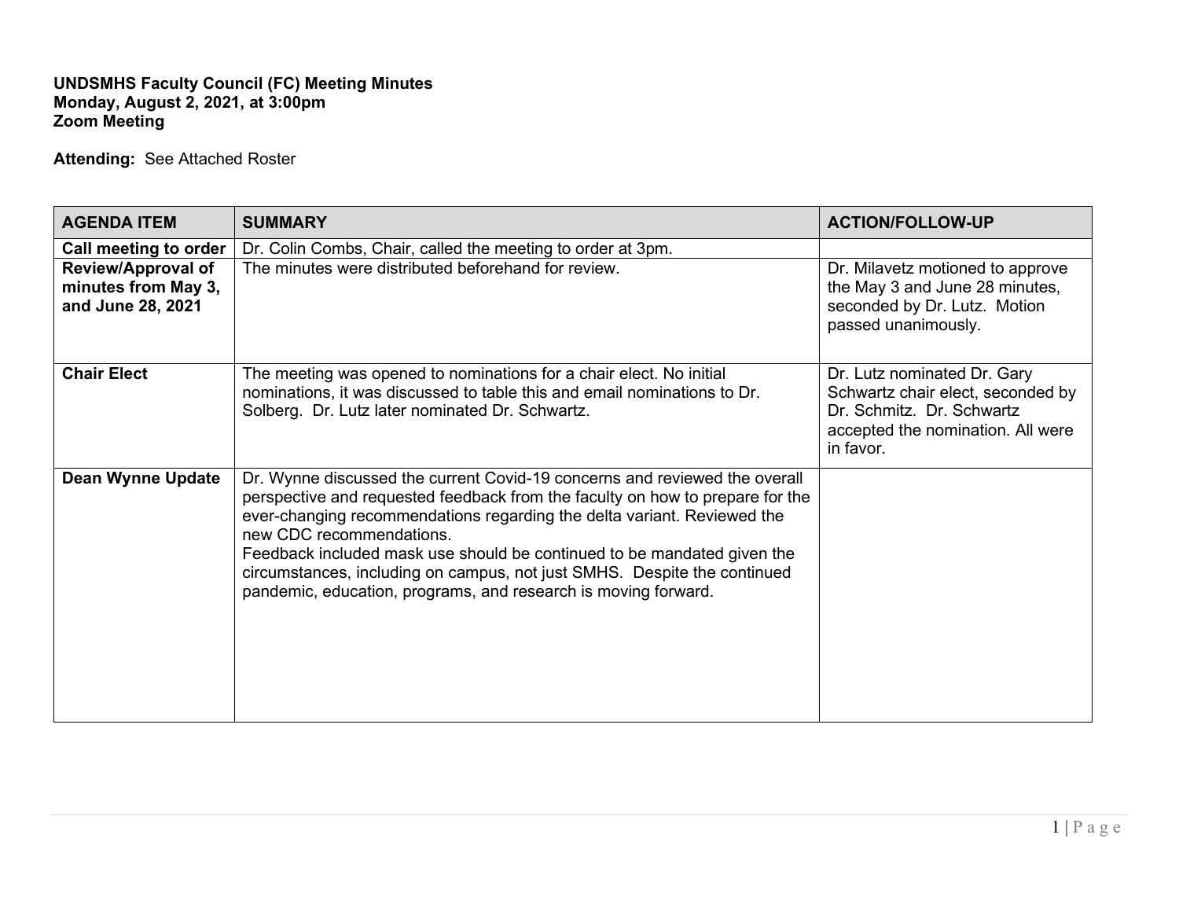**UNDSMHS Faculty Council (FC) Meeting Minutes**
**Monday, August 2, 2021, at 3:00pm**
**Zoom Meeting**

**Attending:** See Attached Roster

| AGENDA ITEM | SUMMARY | ACTION/FOLLOW-UP |
|---|---|---|
| **Call meeting to order** | Dr. Colin Combs, Chair, called the meeting to order at 3pm. | |
| **Review/Approval of minutes from May 3, and June 28, 2021** | The minutes were distributed beforehand for review. | Dr. Milavetz motioned to approve the May 3 and June 28 minutes, seconded by Dr. Lutz. Motion passed unanimously. |
| **Chair Elect** | The meeting was opened to nominations for a chair elect. No initial nominations, it was discussed to table this and email nominations to Dr. Solberg. Dr. Lutz later nominated Dr. Schwartz. | Dr. Lutz nominated Dr. Gary Schwartz chair elect, seconded by Dr. Schmitz. Dr. Schwartz accepted the nomination. All were in favor. |
| **Dean Wynne Update** | Dr. Wynne discussed the current Covid-19 concerns and reviewed the overall perspective and requested feedback from the faculty on how to prepare for the ever-changing recommendations regarding the delta variant. Reviewed the new CDC recommendations.<br>Feedback included mask use should be continued to be mandated given the circumstances, including on campus, not just SMHS. Despite the continued pandemic, education, programs, and research is moving forward. | |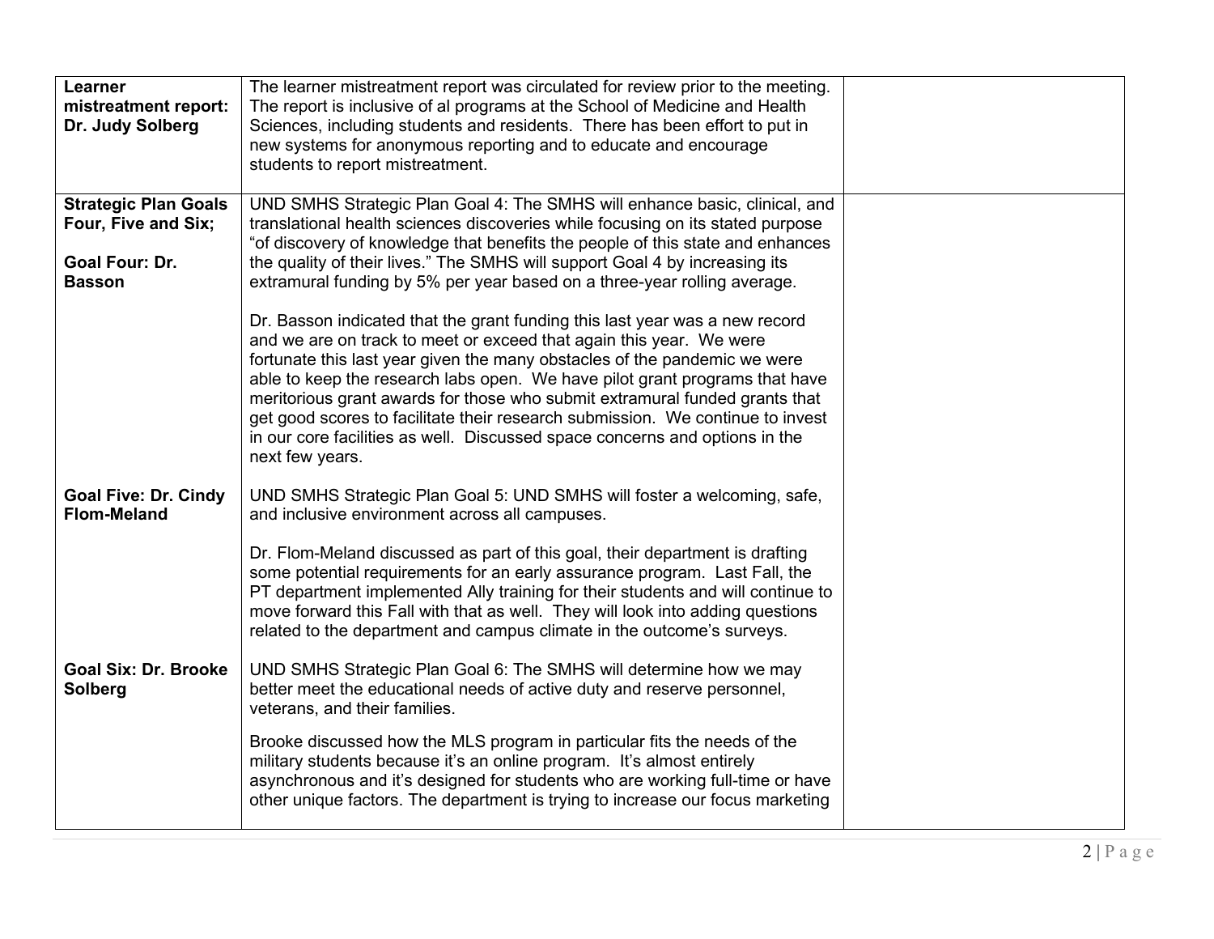| | | |
|---|---|---|
| **Learner mistreatment report: Dr. Judy Solberg** | The learner mistreatment report was circulated for review prior to the meeting. The report is inclusive of al programs at the School of Medicine and Health Sciences, including students and residents. There has been effort to put in new systems for anonymous reporting and to educate and encourage students to report mistreatment. | |
| **Strategic Plan Goals Four, Five and Six;**<br><br>**Goal Four: Dr. Basson** | UND SMHS Strategic Plan Goal 4: The SMHS will enhance basic, clinical, and translational health sciences discoveries while focusing on its stated purpose "of discovery of knowledge that benefits the people of this state and enhances the quality of their lives." The SMHS will support Goal 4 by increasing its extramural funding by 5% per year based on a three-year rolling average.<br><br>Dr. Basson indicated that the grant funding this last year was a new record and we are on track to meet or exceed that again this year. We were fortunate this last year given the many obstacles of the pandemic we were able to keep the research labs open. We have pilot grant programs that have meritorious grant awards for those who submit extramural funded grants that get good scores to facilitate their research submission. We continue to invest in our core facilities as well. Discussed space concerns and options in the next few years. | |
| **Goal Five: Dr. Cindy Flom-Meland** | UND SMHS Strategic Plan Goal 5: UND SMHS will foster a welcoming, safe, and inclusive environment across all campuses.<br><br>Dr. Flom-Meland discussed as part of this goal, their department is drafting some potential requirements for an early assurance program. Last Fall, the PT department implemented Ally training for their students and will continue to move forward this Fall with that as well. They will look into adding questions related to the department and campus climate in the outcome's surveys. | |
| **Goal Six: Dr. Brooke Solberg** | UND SMHS Strategic Plan Goal 6: The SMHS will determine how we may better meet the educational needs of active duty and reserve personnel, veterans, and their families.<br><br>Brooke discussed how the MLS program in particular fits the needs of the military students because it's an online program. It's almost entirely asynchronous and it's designed for students who are working full-time or have other unique factors. The department is trying to increase our focus marketing | |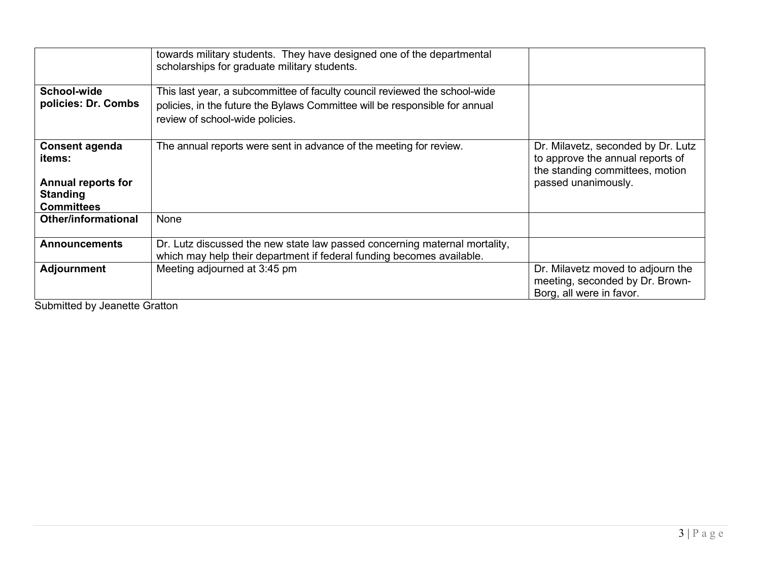| | | |
|---|---|---|
| | towards military students. They have designed one of the departmental scholarships for graduate military students. | |
| **School-wide policies: Dr. Combs** | This last year, a subcommittee of faculty council reviewed the school-wide policies, in the future the Bylaws Committee will be responsible for annual review of school-wide policies. | |
| **Consent agenda items:**<br><br>**Annual reports for Standing Committees** | The annual reports were sent in advance of the meeting for review. | Dr. Milavetz, seconded by Dr. Lutz to approve the annual reports of the standing committees, motion passed unanimously. |
| **Other/informational** | None | |
| **Announcements** | Dr. Lutz discussed the new state law passed concerning maternal mortality, which may help their department if federal funding becomes available. | |
| **Adjournment** | Meeting adjourned at 3:45 pm | Dr. Milavetz moved to adjourn the meeting, seconded by Dr. Brown-Borg, all were in favor. |

Submitted by Jeanette Gratton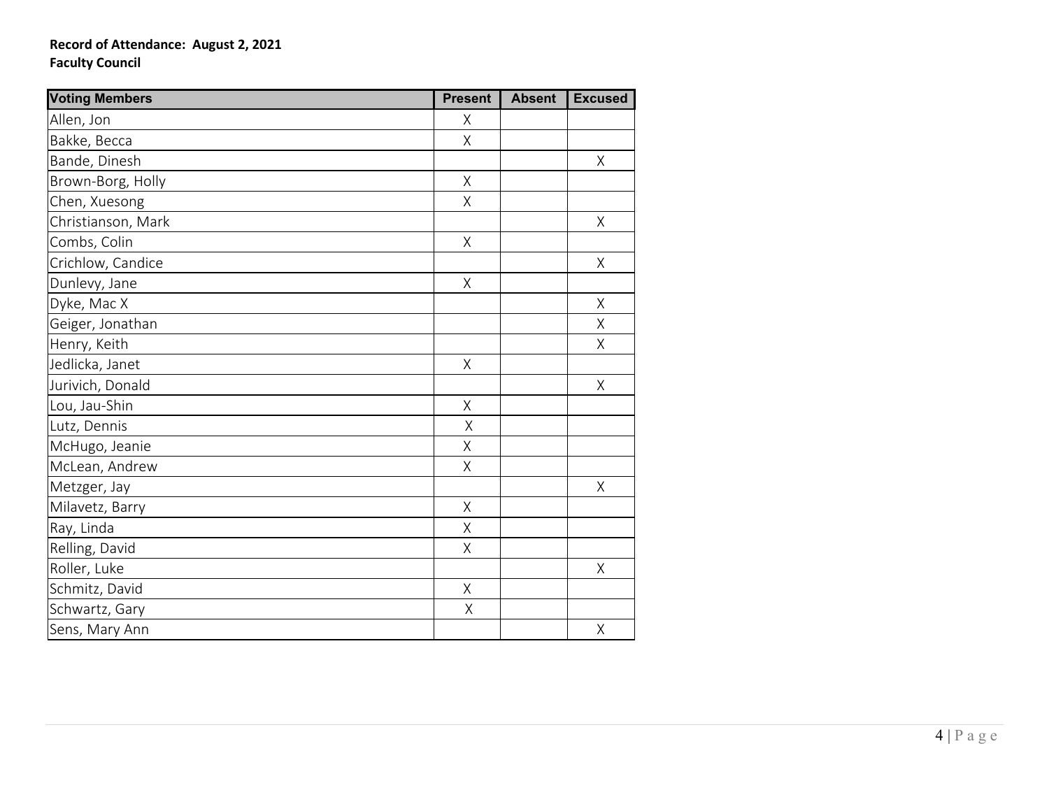**Record of Attendance: August 2, 2021**
**Faculty Council**

| Voting Members | Present | Absent | Excused |
|---|---|---|---|
| Allen, Jon | X | | |
| Bakke, Becca | X | | |
| Bande, Dinesh | | | X |
| Brown-Borg, Holly | X | | |
| Chen, Xuesong | X | | |
| Christianson, Mark | | | X |
| Combs, Colin | X | | |
| Crichlow, Candice | | | X |
| Dunlevy, Jane | X | | |
| Dyke, Mac X | | | X |
| Geiger, Jonathan | | | X |
| Henry, Keith | | | X |
| Jedlicka, Janet | X | | |
| Jurivich, Donald | | | X |
| Lou, Jau-Shin | X | | |
| Lutz, Dennis | X | | |
| McHugo, Jeanie | X | | |
| McLean, Andrew | X | | |
| Metzger, Jay | | | X |
| Milavetz, Barry | X | | |
| Ray, Linda | X | | |
| Relling, David | X | | |
| Roller, Luke | | | X |
| Schmitz, David | X | | |
| Schwartz, Gary | X | | |
| Sens, Mary Ann | | | X |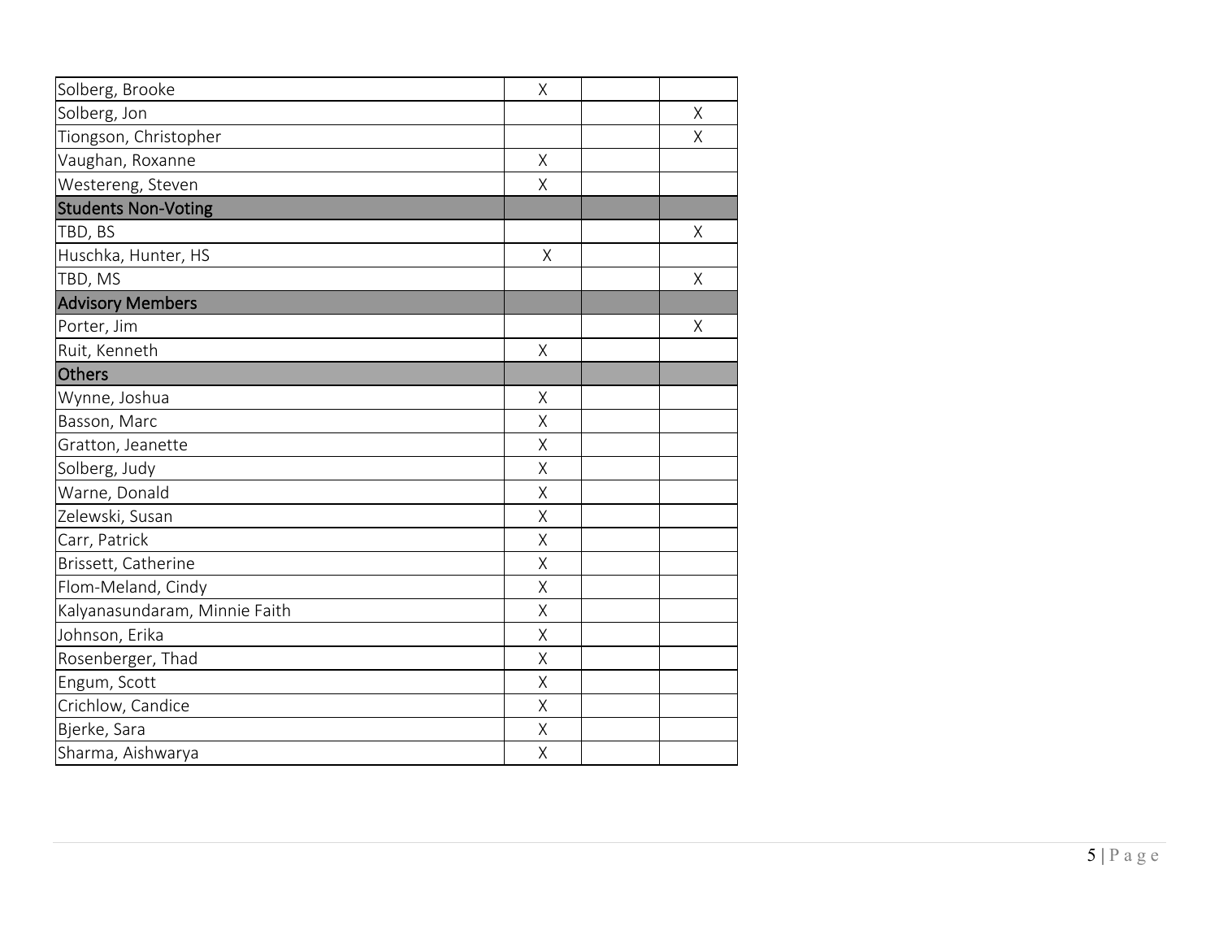| | | | |
|---|---|---|---|
| Solberg, Brooke | X | | |
| Solberg, Jon | | | X |
| Tiongson, Christopher | | | X |
| Vaughan, Roxanne | X | | |
| Westereng, Steven | X | | |
| **Students Non-Voting** | | | |
| TBD, BS | | | X |
| Huschka, Hunter, HS | X | | |
| TBD, MS | | | X |
| **Advisory Members** | | | |
| Porter, Jim | | | X |
| Ruit, Kenneth | X | | |
| **Others** | | | |
| Wynne, Joshua | X | | |
| Basson, Marc | X | | |
| Gratton, Jeanette | X | | |
| Solberg, Judy | X | | |
| Warne, Donald | X | | |
| Zelewski, Susan | X | | |
| Carr, Patrick | X | | |
| Brissett, Catherine | X | | |
| Flom-Meland, Cindy | X | | |
| Kalyanasundaram, Minnie Faith | X | | |
| Johnson, Erika | X | | |
| Rosenberger, Thad | X | | |
| Engum, Scott | X | | |
| Crichlow, Candice | X | | |
| Bjerke, Sara | X | | |
| Sharma, Aishwarya | X | | |